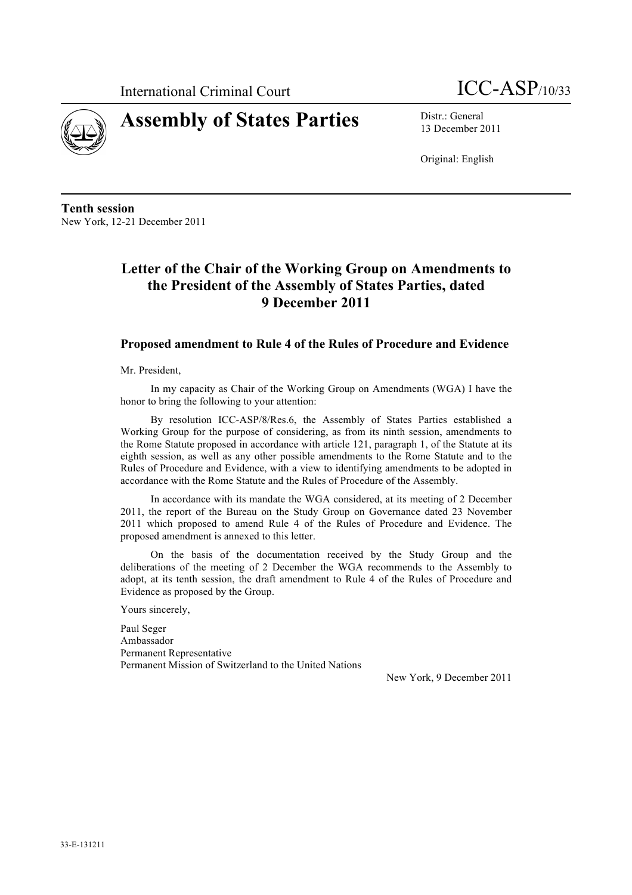International Criminal Court

# ICC-ASP/10/33

# Assembly of States Parties

Distr.: General
13 December 2011

Original: English

**Tenth session**
New York, 12-21 December 2011

## Letter of the Chair of the Working Group on Amendments to the President of the Assembly of States Parties, dated 9 December 2011

### Proposed amendment to Rule 4 of the Rules of Procedure and Evidence

Mr. President,

In my capacity as Chair of the Working Group on Amendments (WGA) I have the honor to bring the following to your attention:

By resolution ICC-ASP/8/Res.6, the Assembly of States Parties established a Working Group for the purpose of considering, as from its ninth session, amendments to the Rome Statute proposed in accordance with article 121, paragraph 1, of the Statute at its eighth session, as well as any other possible amendments to the Rome Statute and to the Rules of Procedure and Evidence, with a view to identifying amendments to be adopted in accordance with the Rome Statute and the Rules of Procedure of the Assembly.

In accordance with its mandate the WGA considered, at its meeting of 2 December 2011, the report of the Bureau on the Study Group on Governance dated 23 November 2011 which proposed to amend Rule 4 of the Rules of Procedure and Evidence. The proposed amendment is annexed to this letter.

On the basis of the documentation received by the Study Group and the deliberations of the meeting of 2 December the WGA recommends to the Assembly to adopt, at its tenth session, the draft amendment to Rule 4 of the Rules of Procedure and Evidence as proposed by the Group.

Yours sincerely,

Paul Seger
Ambassador
Permanent Representative
Permanent Mission of Switzerland to the United Nations

New York, 9 December 2011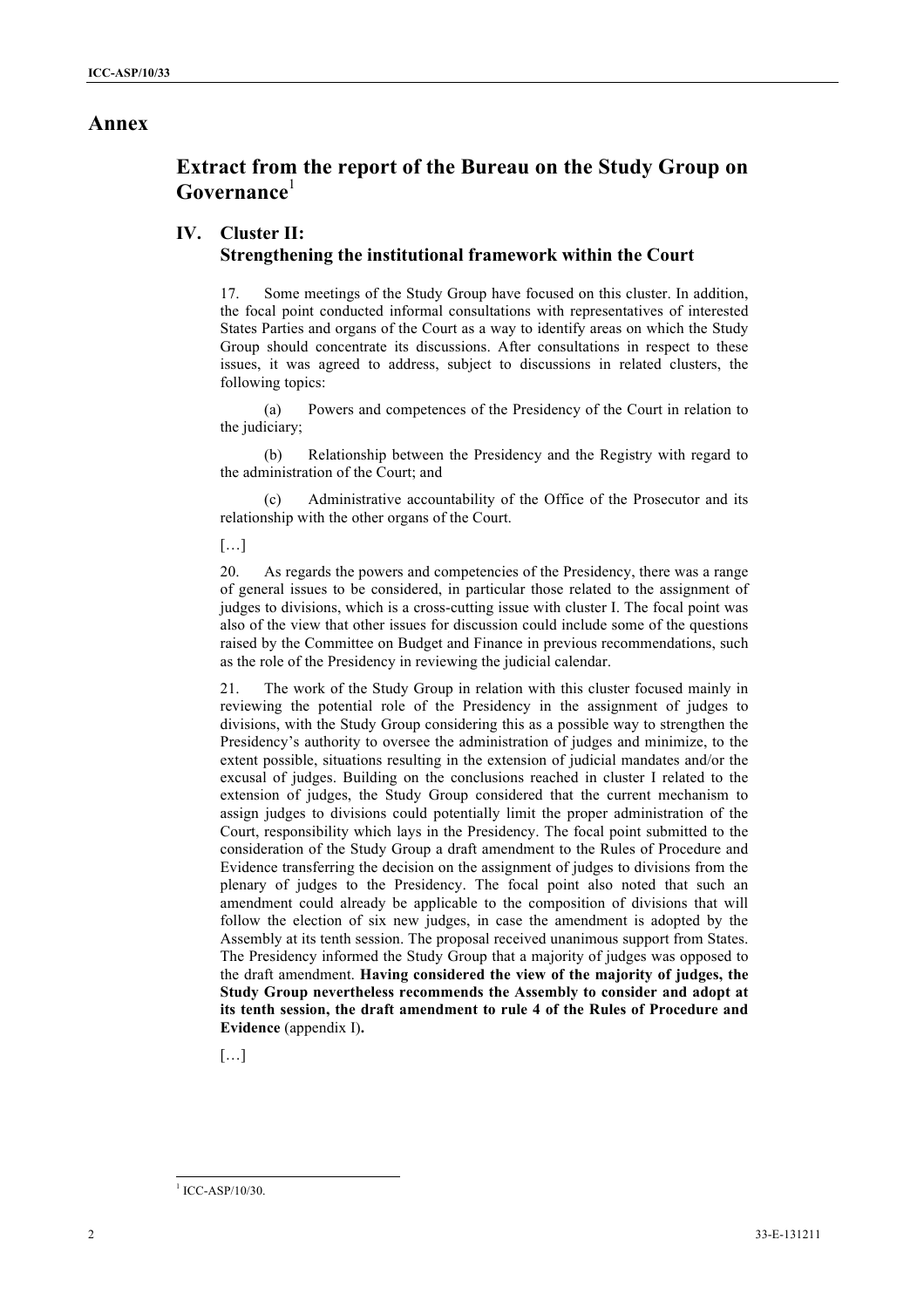# Annex

## Extract from the report of the Bureau on the Study Group on Governance[1]

### IV. Cluster II: Strengthening the institutional framework within the Court

17. Some meetings of the Study Group have focused on this cluster. In addition, the focal point conducted informal consultations with representatives of interested States Parties and organs of the Court as a way to identify areas on which the Study Group should concentrate its discussions. After consultations in respect to these issues, it was agreed to address, subject to discussions in related clusters, the following topics:

(a) Powers and competences of the Presidency of the Court in relation to the judiciary;

(b) Relationship between the Presidency and the Registry with regard to the administration of the Court; and

(c) Administrative accountability of the Office of the Prosecutor and its relationship with the other organs of the Court.

[…]

20. As regards the powers and competencies of the Presidency, there was a range of general issues to be considered, in particular those related to the assignment of judges to divisions, which is a cross-cutting issue with cluster I. The focal point was also of the view that other issues for discussion could include some of the questions raised by the Committee on Budget and Finance in previous recommendations, such as the role of the Presidency in reviewing the judicial calendar.

21. The work of the Study Group in relation with this cluster focused mainly in reviewing the potential role of the Presidency in the assignment of judges to divisions, with the Study Group considering this as a possible way to strengthen the Presidency's authority to oversee the administration of judges and minimize, to the extent possible, situations resulting in the extension of judicial mandates and/or the excusal of judges. Building on the conclusions reached in cluster I related to the extension of judges, the Study Group considered that the current mechanism to assign judges to divisions could potentially limit the proper administration of the Court, responsibility which lays in the Presidency. The focal point submitted to the consideration of the Study Group a draft amendment to the Rules of Procedure and Evidence transferring the decision on the assignment of judges to divisions from the plenary of judges to the Presidency. The focal point also noted that such an amendment could already be applicable to the composition of divisions that will follow the election of six new judges, in case the amendment is adopted by the Assembly at its tenth session. The proposal received unanimous support from States. The Presidency informed the Study Group that a majority of judges was opposed to the draft amendment. **Having considered the view of the majority of judges, the Study Group nevertheless recommends the Assembly to consider and adopt at its tenth session, the draft amendment to rule 4 of the Rules of Procedure and Evidence** (appendix I)**.**

[…]

---

[1] ICC-ASP/10/30.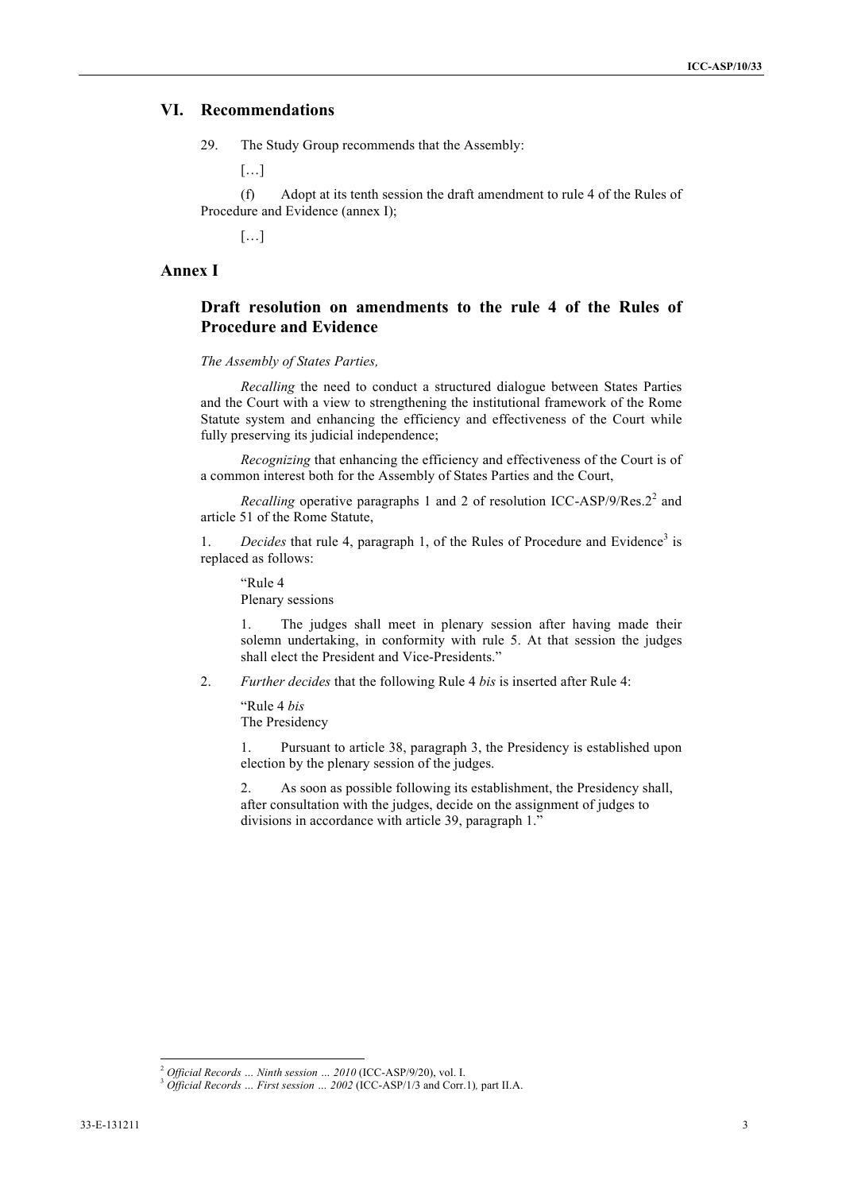## VI. Recommendations

29. The Study Group recommends that the Assembly:

[…]

(f) Adopt at its tenth session the draft amendment to rule 4 of the Rules of Procedure and Evidence (annex I);

[…]

## Annex I

### Draft resolution on amendments to the rule 4 of the Rules of Procedure and Evidence

*The Assembly of States Parties,*

*Recalling* the need to conduct a structured dialogue between States Parties and the Court with a view to strengthening the institutional framework of the Rome Statute system and enhancing the efficiency and effectiveness of the Court while fully preserving its judicial independence;

*Recognizing* that enhancing the efficiency and effectiveness of the Court is of a common interest both for the Assembly of States Parties and the Court,

*Recalling* operative paragraphs 1 and 2 of resolution ICC-ASP/9/Res.2[2] and article 51 of the Rome Statute,

1. *Decides* that rule 4, paragraph 1, of the Rules of Procedure and Evidence[3] is replaced as follows:

> "Rule 4
> Plenary sessions
>
> 1. The judges shall meet in plenary session after having made their solemn undertaking, in conformity with rule 5. At that session the judges shall elect the President and Vice-Presidents."

2. *Further decides* that the following Rule 4 *bis* is inserted after Rule 4:

> "Rule 4 *bis*
> The Presidency
>
> 1. Pursuant to article 38, paragraph 3, the Presidency is established upon election by the plenary session of the judges.
>
> 2. As soon as possible following its establishment, the Presidency shall, after consultation with the judges, decide on the assignment of judges to divisions in accordance with article 39, paragraph 1."

---

[2] *Official Records … Ninth session … 2010* (ICC-ASP/9/20), vol. I.

[3] *Official Records … First session … 2002* (ICC-ASP/1/3 and Corr.1), part II.A.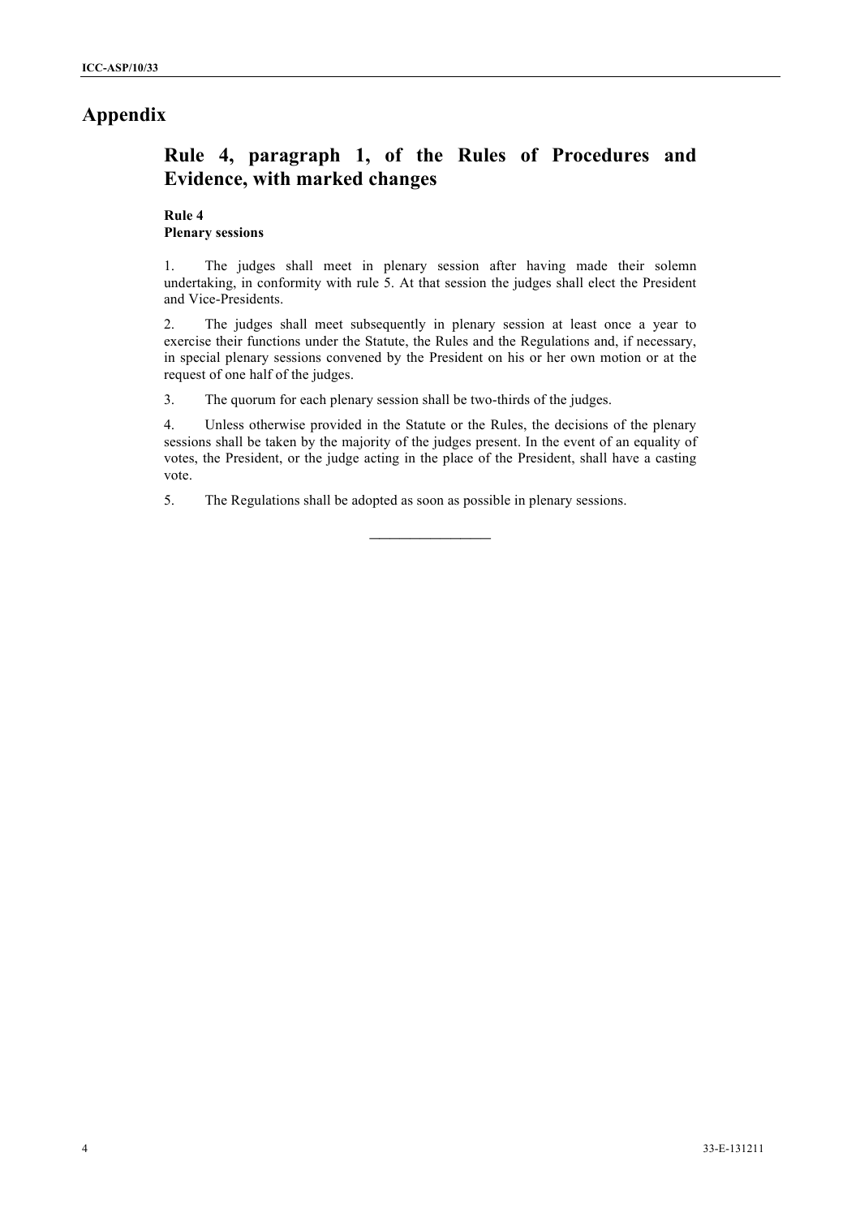# Appendix

## Rule 4, paragraph 1, of the Rules of Procedures and Evidence, with marked changes

**Rule 4**
**Plenary sessions**

1. The judges shall meet in plenary session after having made their solemn undertaking, in conformity with rule 5. At that session the judges shall elect the President and Vice-Presidents.

2. The judges shall meet subsequently in plenary session at least once a year to exercise their functions under the Statute, the Rules and the Regulations and, if necessary, in special plenary sessions convened by the President on his or her own motion or at the request of one half of the judges.

3. The quorum for each plenary session shall be two-thirds of the judges.

4. Unless otherwise provided in the Statute or the Rules, the decisions of the plenary sessions shall be taken by the majority of the judges present. In the event of an equality of votes, the President, or the judge acting in the place of the President, shall have a casting vote.

5. The Regulations shall be adopted as soon as possible in plenary sessions.

\_\_\_\_\_\_\_\_\_\_\_\_\_\_\_\_